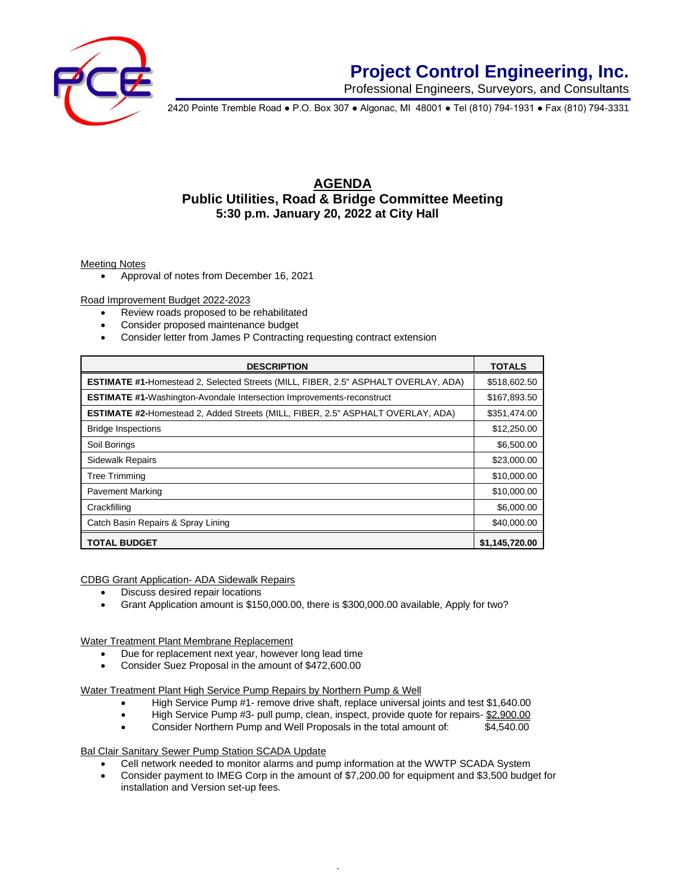# Project Control Engineering, Inc.

Professional Engineers, Surveyors, and Consultants

2420 Pointe Tremble Road • P.O. Box 307 • Algonac, MI 48001 • Tel (810) 794-1931 • Fax (810) 794-3331

## AGENDA

### Public Utilities, Road & Bridge Committee Meeting
### 5:30 p.m. January 20, 2022 at City Hall

Meeting Notes

- Approval of notes from December 16, 2021

Road Improvement Budget 2022-2023

- Review roads proposed to be rehabilitated
- Consider proposed maintenance budget
- Consider letter from James P Contracting requesting contract extension

| DESCRIPTION | TOTALS |
|---|---|
| **ESTIMATE #1-**Homestead 2, Selected Streets (MILL, FIBER, 2.5" ASPHALT OVERLAY, ADA) | $518,602.50 |
| **ESTIMATE #1-**Washington-Avondale Intersection Improvements-reconstruct | $167,893.50 |
| **ESTIMATE #2-**Homestead 2, Added Streets (MILL, FIBER, 2.5" ASPHALT OVERLAY, ADA) | $351,474.00 |
| Bridge Inspections | $12,250.00 |
| Soil Borings | $6,500.00 |
| Sidewalk Repairs | $23,000.00 |
| Tree Trimming | $10,000.00 |
| Pavement Marking | $10,000.00 |
| Crackfilling | $6,000.00 |
| Catch Basin Repairs & Spray Lining | $40,000.00 |
| **TOTAL BUDGET** | **$1,145,720.00** |

CDBG Grant Application- ADA Sidewalk Repairs

- Discuss desired repair locations
- Grant Application amount is $150,000.00, there is $300,000.00 available, Apply for two?

Water Treatment Plant Membrane Replacement

- Due for replacement next year, however long lead time
- Consider Suez Proposal in the amount of $472,600.00

Water Treatment Plant High Service Pump Repairs by Northern Pump & Well

- High Service Pump #1- remove drive shaft, replace universal joints and test $1,640.00
- High Service Pump #3- pull pump, clean, inspect, provide quote for repairs- $2,900.00
- Consider Northern Pump and Well Proposals in the total amount of: $4,540.00

Bal Clair Sanitary Sewer Pump Station SCADA Update

- Cell network needed to monitor alarms and pump information at the WWTP SCADA System
- Consider payment to IMEG Corp in the amount of $7,200.00 for equipment and $3,500 budget for installation and Version set-up fees.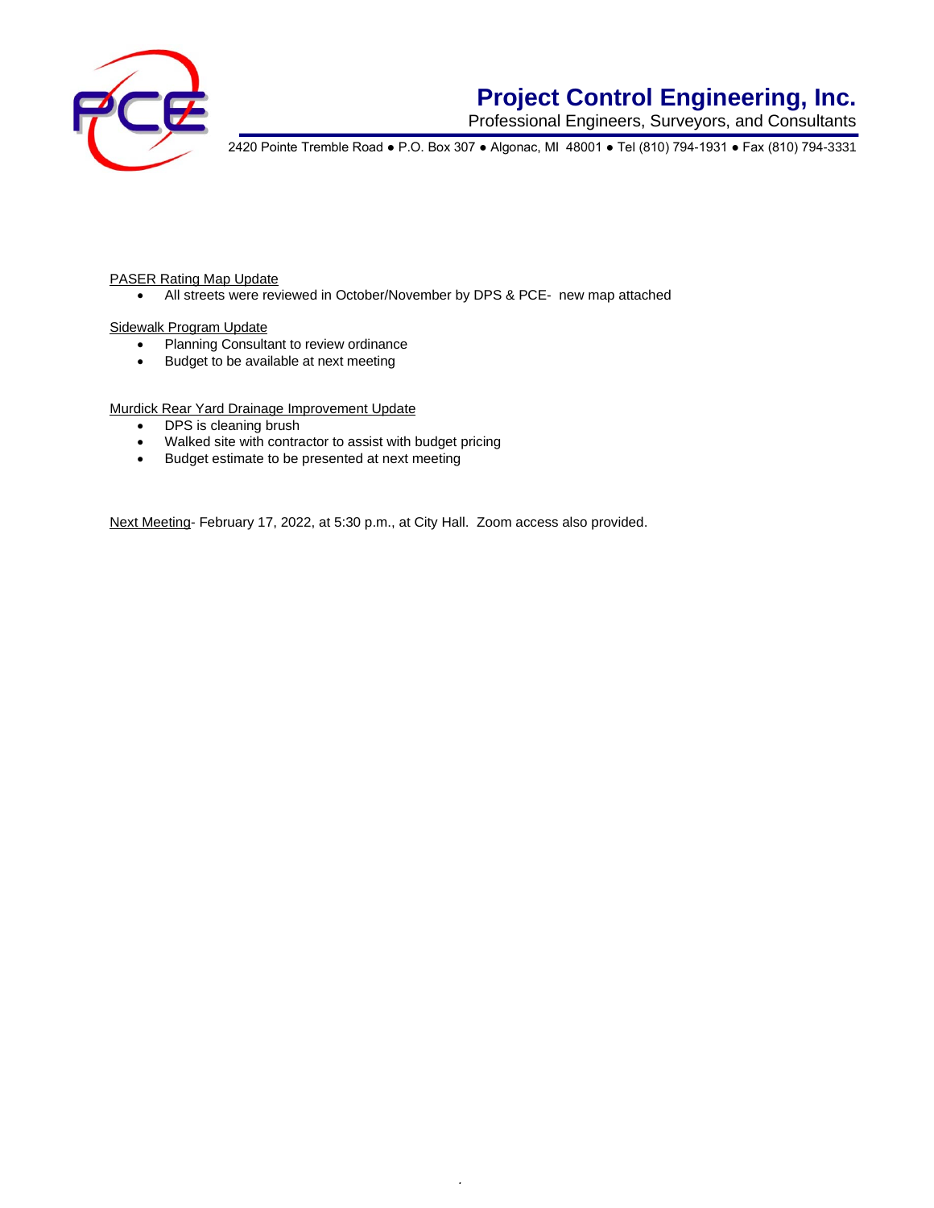# Project Control Engineering, Inc.

Professional Engineers, Surveyors, and Consultants

2420 Pointe Tremble Road ● P.O. Box 307 ● Algonac, MI 48001 ● Tel (810) 794-1931 ● Fax (810) 794-3331

PASER Rating Map Update

- All streets were reviewed in October/November by DPS & PCE- new map attached

Sidewalk Program Update

- Planning Consultant to review ordinance
- Budget to be available at next meeting

Murdick Rear Yard Drainage Improvement Update

- DPS is cleaning brush
- Walked site with contractor to assist with budget pricing
- Budget estimate to be presented at next meeting

Next Meeting- February 17, 2022, at 5:30 p.m., at City Hall. Zoom access also provided.